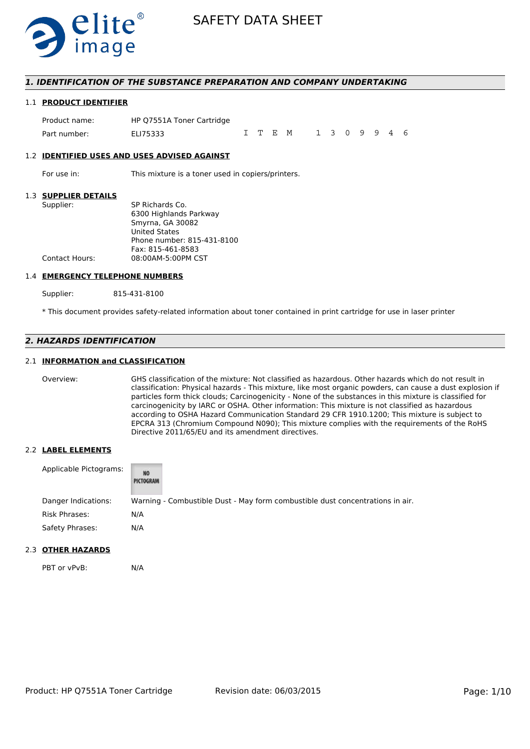# SAFETY DATA SHEET

## 1. IDENTIFICATION OF THE SUBSTANCE PREPARATION AND COMPANY UNDERTAKING

### 1.1 PRODUCT IDENTIFIER

| | |
|---|---|
| Product name: | HP Q7551A Toner Cartridge |
| Part number: | ELI75333 &nbsp;&nbsp;&nbsp;&nbsp; I T E M &nbsp; 1 3 0 9 9 4 6 |

### 1.2 IDENTIFIED USES AND USES ADVISED AGAINST

For use in: This mixture is a toner used in copiers/printers.

### 1.3 SUPPLIER DETAILS

Supplier:
SP Richards Co.
6300 Highlands Parkway
Smyrna, GA 30082
United States
Phone number: 815-431-8100
Fax: 815-461-8583

Contact Hours: 08:00AM-5:00PM CST

### 1.4 EMERGENCY TELEPHONE NUMBERS

Supplier: 815-431-8100

* This document provides safety-related information about toner contained in print cartridge for use in laser printer

## 2. HAZARDS IDENTIFICATION

### 2.1 INFORMATION and CLASSIFICATION

Overview: GHS classification of the mixture: Not classified as hazardous. Other hazards which do not result in classification: Physical hazards - This mixture, like most organic powders, can cause a dust explosion if particles form thick clouds; Carcinogenicity - None of the substances in this mixture is classified for carcinogenicity by IARC or OSHA. Other information: This mixture is not classified as hazardous according to OSHA Hazard Communication Standard 29 CFR 1910.1200; This mixture is subject to EPCRA 313 (Chromium Compound N090); This mixture complies with the requirements of the RoHS Directive 2011/65/EU and its amendment directives.

### 2.2 LABEL ELEMENTS

| | |
|---|---|
| Applicable Pictograms: | NO PICTOGRAM |
| Danger Indications: | Warning - Combustible Dust - May form combustible dust concentrations in air. |
| Risk Phrases: | N/A |
| Safety Phrases: | N/A |

### 2.3 OTHER HAZARDS

PBT or vPvB: N/A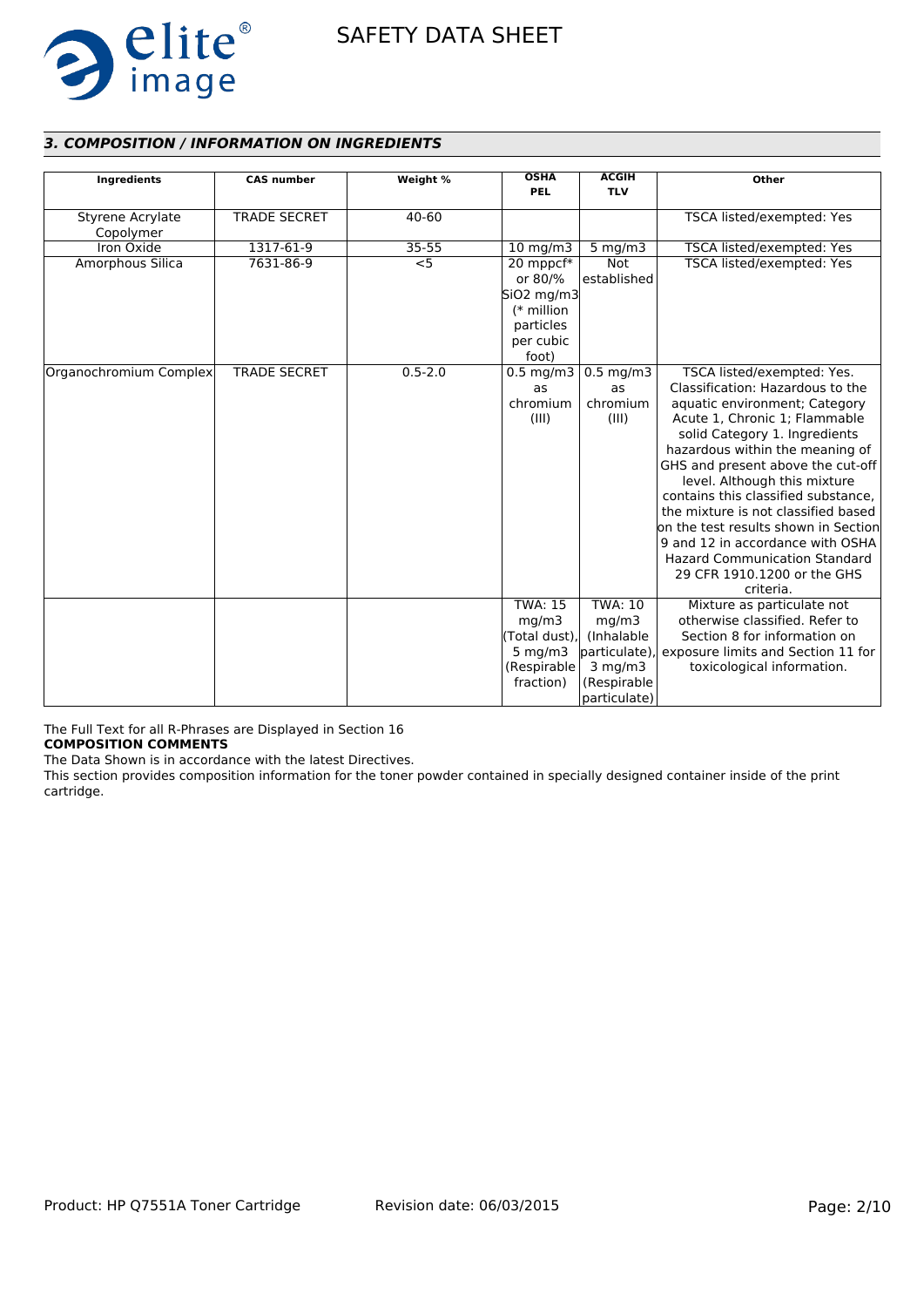### *3. COMPOSITION / INFORMATION ON INGREDIENTS*

| Ingredients | CAS number | Weight % | OSHA PEL | ACGIH TLV | Other |
|---|---|---|---|---|---|
| Styrene Acrylate Copolymer | TRADE SECRET | 40-60 | | | TSCA listed/exempted: Yes |
| Iron Oxide | 1317-61-9 | 35-55 | 10 mg/m3 | 5 mg/m3 | TSCA listed/exempted: Yes |
| Amorphous Silica | 7631-86-9 | <5 | 20 mppcf* or 80/% SiO2 mg/m3 (* million particles per cubic foot) | Not established | TSCA listed/exempted: Yes |
| Organochromium Complex | TRADE SECRET | 0.5-2.0 | 0.5 mg/m3 as chromium (III) | 0.5 mg/m3 as chromium (III) | TSCA listed/exempted: Yes. Classification: Hazardous to the aquatic environment; Category Acute 1, Chronic 1; Flammable solid Category 1. Ingredients hazardous within the meaning of GHS and present above the cut-off level. Although this mixture contains this classified substance, the mixture is not classified based on the test results shown in Section 9 and 12 in accordance with OSHA Hazard Communication Standard 29 CFR 1910.1200 or the GHS criteria. |
| | | | TWA: 15 mg/m3 (Total dust), 5 mg/m3 (Respirable fraction) | TWA: 10 mg/m3 (Inhalable particulate), 3 mg/m3 (Respirable particulate) | Mixture as particulate not otherwise classified. Refer to Section 8 for information on exposure limits and Section 11 for toxicological information. |

The Full Text for all R-Phrases are Displayed in Section 16

**COMPOSITION COMMENTS**

The Data Shown is in accordance with the latest Directives.

This section provides composition information for the toner powder contained in specially designed container inside of the print cartridge.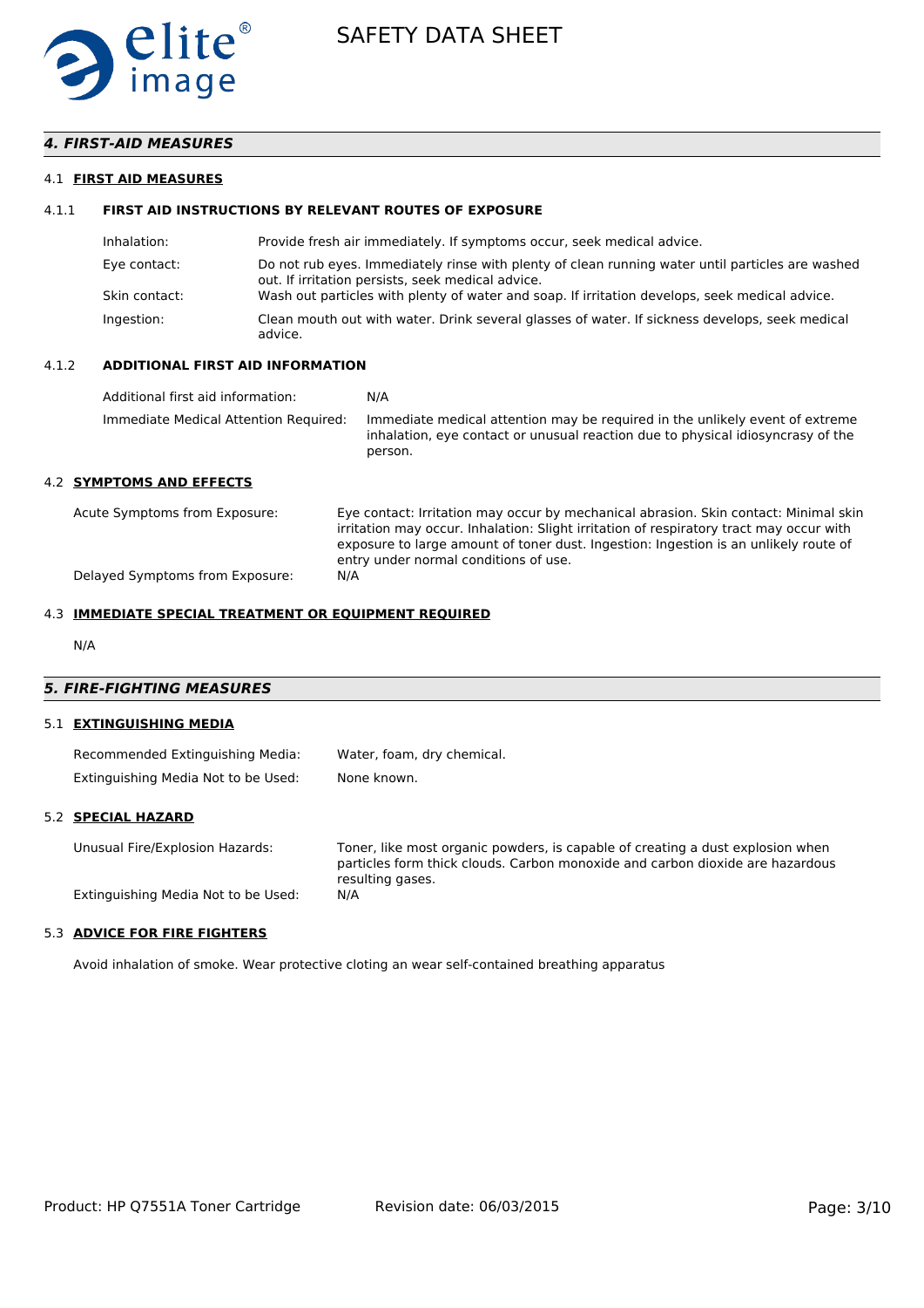## 4. FIRST-AID MEASURES

### 4.1 FIRST AID MEASURES

#### 4.1.1 FIRST AID INSTRUCTIONS BY RELEVANT ROUTES OF EXPOSURE

| | |
|---|---|
| Inhalation: | Provide fresh air immediately. If symptoms occur, seek medical advice. |
| Eye contact: | Do not rub eyes. Immediately rinse with plenty of clean running water until particles are washed out. If irritation persists, seek medical advice. |
| Skin contact: | Wash out particles with plenty of water and soap. If irritation develops, seek medical advice. |
| Ingestion: | Clean mouth out with water. Drink several glasses of water. If sickness develops, seek medical advice. |

#### 4.1.2 ADDITIONAL FIRST AID INFORMATION

| | |
|---|---|
| Additional first aid information: | N/A |
| Immediate Medical Attention Required: | Immediate medical attention may be required in the unlikely event of extreme inhalation, eye contact or unusual reaction due to physical idiosyncrasy of the person. |

### 4.2 SYMPTOMS AND EFFECTS

| | |
|---|---|
| Acute Symptoms from Exposure: | Eye contact: Irritation may occur by mechanical abrasion. Skin contact: Minimal skin irritation may occur. Inhalation: Slight irritation of respiratory tract may occur with exposure to large amount of toner dust. Ingestion: Ingestion is an unlikely route of entry under normal conditions of use. |
| Delayed Symptoms from Exposure: | N/A |

### 4.3 IMMEDIATE SPECIAL TREATMENT OR EQUIPMENT REQUIRED

N/A

## 5. FIRE-FIGHTING MEASURES

### 5.1 EXTINGUISHING MEDIA

| | |
|---|---|
| Recommended Extinguishing Media: | Water, foam, dry chemical. |
| Extinguishing Media Not to be Used: | None known. |

### 5.2 SPECIAL HAZARD

| | |
|---|---|
| Unusual Fire/Explosion Hazards: | Toner, like most organic powders, is capable of creating a dust explosion when particles form thick clouds. Carbon monoxide and carbon dioxide are hazardous resulting gases. |
| Extinguishing Media Not to be Used: | N/A |

### 5.3 ADVICE FOR FIRE FIGHTERS

Avoid inhalation of smoke. Wear protective cloting an wear self-contained breathing apparatus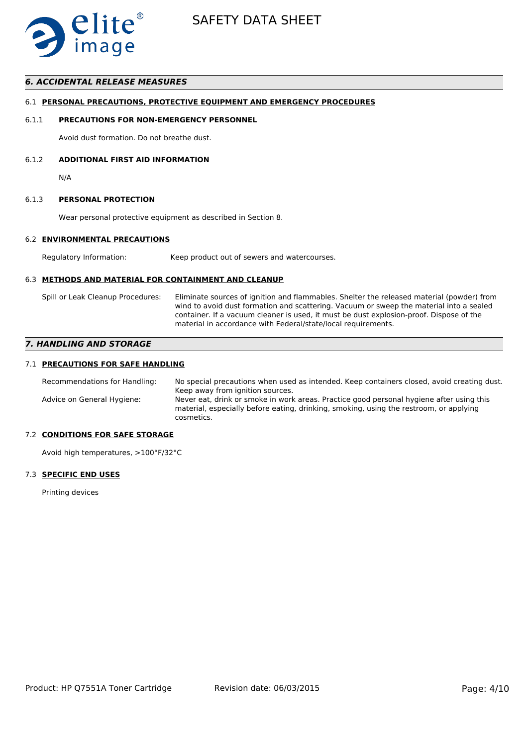## *6. ACCIDENTAL RELEASE MEASURES*

### 6.1 PERSONAL PRECAUTIONS, PROTECTIVE EQUIPMENT AND EMERGENCY PROCEDURES

#### 6.1.1 PRECAUTIONS FOR NON-EMERGENCY PERSONNEL

Avoid dust formation. Do not breathe dust.

#### 6.1.2 ADDITIONAL FIRST AID INFORMATION

N/A

#### 6.1.3 PERSONAL PROTECTION

Wear personal protective equipment as described in Section 8.

### 6.2 ENVIRONMENTAL PRECAUTIONS

Regulatory Information: Keep product out of sewers and watercourses.

### 6.3 METHODS AND MATERIAL FOR CONTAINMENT AND CLEANUP

Spill or Leak Cleanup Procedures: Eliminate sources of ignition and flammables. Shelter the released material (powder) from wind to avoid dust formation and scattering. Vacuum or sweep the material into a sealed container. If a vacuum cleaner is used, it must be dust explosion-proof. Dispose of the material in accordance with Federal/state/local requirements.

## *7. HANDLING AND STORAGE*

### 7.1 PRECAUTIONS FOR SAFE HANDLING

Recommendations for Handling: No special precautions when used as intended. Keep containers closed, avoid creating dust. Keep away from ignition sources.

Advice on General Hygiene: Never eat, drink or smoke in work areas. Practice good personal hygiene after using this material, especially before eating, drinking, smoking, using the restroom, or applying cosmetics.

### 7.2 CONDITIONS FOR SAFE STORAGE

Avoid high temperatures, >100°F/32°C

### 7.3 SPECIFIC END USES

Printing devices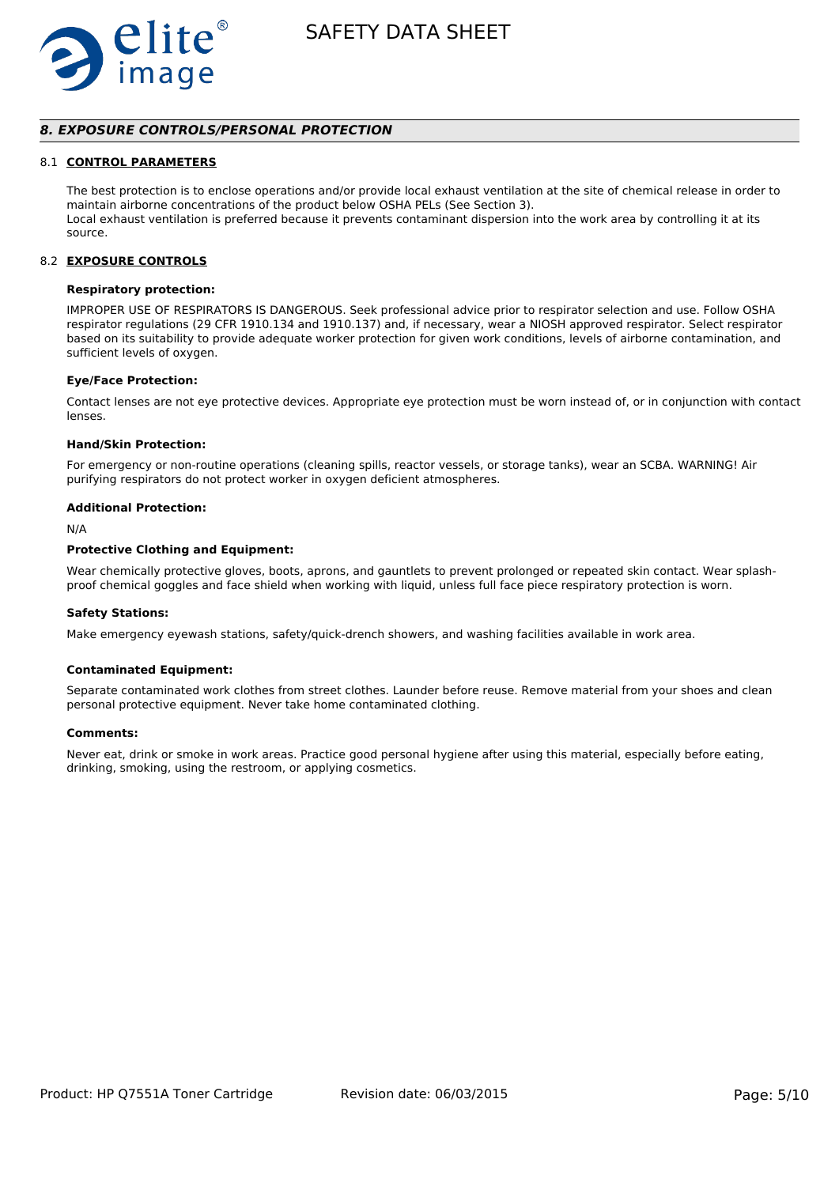## *8. EXPOSURE CONTROLS/PERSONAL PROTECTION*

### 8.1 **CONTROL PARAMETERS**

The best protection is to enclose operations and/or provide local exhaust ventilation at the site of chemical release in order to maintain airborne concentrations of the product below OSHA PELs (See Section 3).
Local exhaust ventilation is preferred because it prevents contaminant dispersion into the work area by controlling it at its source.

### 8.2 **EXPOSURE CONTROLS**

**Respiratory protection:**

IMPROPER USE OF RESPIRATORS IS DANGEROUS. Seek professional advice prior to respirator selection and use. Follow OSHA respirator regulations (29 CFR 1910.134 and 1910.137) and, if necessary, wear a NIOSH approved respirator. Select respirator based on its suitability to provide adequate worker protection for given work conditions, levels of airborne contamination, and sufficient levels of oxygen.

**Eye/Face Protection:**

Contact lenses are not eye protective devices. Appropriate eye protection must be worn instead of, or in conjunction with contact lenses.

**Hand/Skin Protection:**

For emergency or non-routine operations (cleaning spills, reactor vessels, or storage tanks), wear an SCBA. WARNING! Air purifying respirators do not protect worker in oxygen deficient atmospheres.

**Additional Protection:**

N/A

**Protective Clothing and Equipment:**

Wear chemically protective gloves, boots, aprons, and gauntlets to prevent prolonged or repeated skin contact. Wear splash-proof chemical goggles and face shield when working with liquid, unless full face piece respiratory protection is worn.

**Safety Stations:**

Make emergency eyewash stations, safety/quick-drench showers, and washing facilities available in work area.

**Contaminated Equipment:**

Separate contaminated work clothes from street clothes. Launder before reuse. Remove material from your shoes and clean personal protective equipment. Never take home contaminated clothing.

**Comments:**

Never eat, drink or smoke in work areas. Practice good personal hygiene after using this material, especially before eating, drinking, smoking, using the restroom, or applying cosmetics.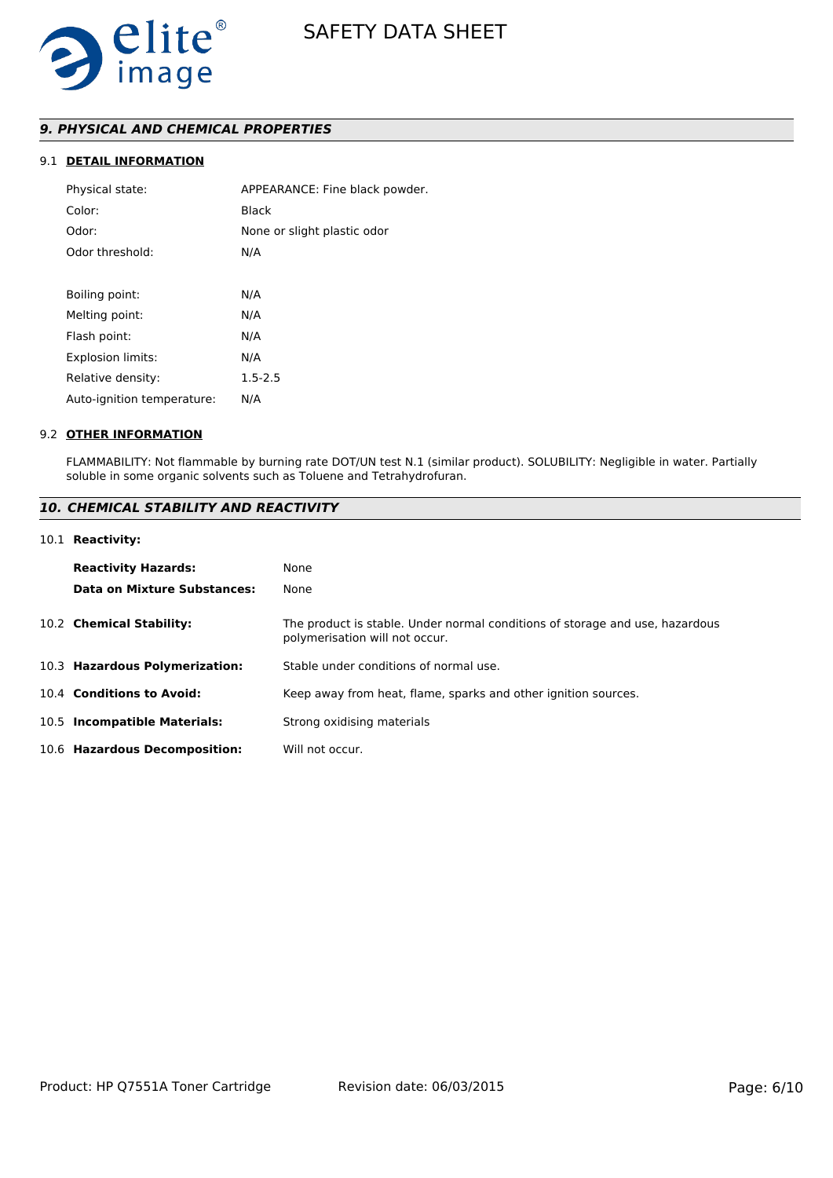## 9. PHYSICAL AND CHEMICAL PROPERTIES

### 9.1 DETAIL INFORMATION

| | |
|---|---|
| Physical state: | APPEARANCE: Fine black powder. |
| Color: | Black |
| Odor: | None or slight plastic odor |
| Odor threshold: | N/A |
| Boiling point: | N/A |
| Melting point: | N/A |
| Flash point: | N/A |
| Explosion limits: | N/A |
| Relative density: | 1.5-2.5 |
| Auto-ignition temperature: | N/A |

### 9.2 OTHER INFORMATION

FLAMMABILITY: Not flammable by burning rate DOT/UN test N.1 (similar product). SOLUBILITY: Negligible in water. Partially soluble in some organic solvents such as Toluene and Tetrahydrofuran.

## 10. CHEMICAL STABILITY AND REACTIVITY

### 10.1 Reactivity:

| | |
|---|---|
| **Reactivity Hazards:** | None |
| **Data on Mixture Substances:** | None |

**10.2 Chemical Stability:** The product is stable. Under normal conditions of storage and use, hazardous polymerisation will not occur.

**10.3 Hazardous Polymerization:** Stable under conditions of normal use.

**10.4 Conditions to Avoid:** Keep away from heat, flame, sparks and other ignition sources.

**10.5 Incompatible Materials:** Strong oxidising materials

**10.6 Hazardous Decomposition:** Will not occur.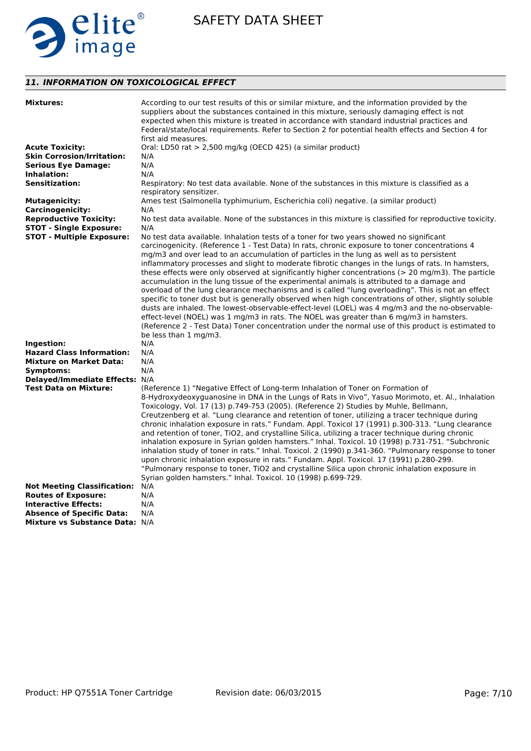## *11. INFORMATION ON TOXICOLOGICAL EFFECT*

**Mixtures:** According to our test results of this or similar mixture, and the information provided by the suppliers about the substances contained in this mixture, seriously damaging effect is not expected when this mixture is treated in accordance with standard industrial practices and Federal/state/local requirements. Refer to Section 2 for potential health effects and Section 4 for first aid measures.

**Acute Toxicity:** Oral: LD50 rat > 2,500 mg/kg (OECD 425) (a similar product)

**Skin Corrosion/Irritation:** N/A

**Serious Eye Damage:** N/A

**Inhalation:** N/A

**Sensitization:** Respiratory: No test data available. None of the substances in this mixture is classified as a respiratory sensitizer.

**Mutagenicity:** Ames test (Salmonella typhimurium, Escherichia coli) negative. (a similar product)

**Carcinogenicity:** N/A

**Reproductive Toxicity:** No test data available. None of the substances in this mixture is classified for reproductive toxicity.

**STOT - Single Exposure:** N/A

**STOT - Multiple Exposure:** No test data available. Inhalation tests of a toner for two years showed no significant carcinogenicity. (Reference 1 - Test Data) In rats, chronic exposure to toner concentrations 4 mg/m3 and over lead to an accumulation of particles in the lung as well as to persistent inflammatory processes and slight to moderate fibrotic changes in the lungs of rats. In hamsters, these effects were only observed at significantly higher concentrations (> 20 mg/m3). The particle accumulation in the lung tissue of the experimental animals is attributed to a damage and overload of the lung clearance mechanisms and is called "lung overloading". This is not an effect specific to toner dust but is generally observed when high concentrations of other, slightly soluble dusts are inhaled. The lowest-observable-effect-level (LOEL) was 4 mg/m3 and the no-observable-effect-level (NOEL) was 1 mg/m3 in rats. The NOEL was greater than 6 mg/m3 in hamsters. (Reference 2 - Test Data) Toner concentration under the normal use of this product is estimated to be less than 1 mg/m3.

**Ingestion:** N/A

**Hazard Class Information:** N/A

**Mixture on Market Data:** N/A

**Symptoms:** N/A

**Delayed/Immediate Effects:** N/A

**Test Data on Mixture:** (Reference 1) "Negative Effect of Long-term Inhalation of Toner on Formation of 8-Hydroxydeoxyguanosine in DNA in the Lungs of Rats in Vivo", Yasuo Morimoto, et. Al., Inhalation Toxicology, Vol. 17 (13) p.749-753 (2005). (Reference 2) Studies by Muhle, Bellmann, Creutzenberg et al. "Lung clearance and retention of toner, utilizing a tracer technique during chronic inhalation exposure in rats." Fundam. Appl. Toxicol 17 (1991) p.300-313. "Lung clearance and retention of toner, $TiO_2$, and crystalline Silica, utilizing a tracer technique during chronic inhalation exposure in Syrian golden hamsters." Inhal. Toxicol. 10 (1998) p.731-751. "Subchronic inhalation study of toner in rats." Inhal. Toxicol. 2 (1990) p.341-360. "Pulmonary response to toner upon chronic inhalation exposure in rats." Fundam. Appl. Toxicol. 17 (1991) p.280-299. "Pulmonary response to toner, $TiO_2$ and crystalline Silica upon chronic inhalation exposure in Syrian golden hamsters." Inhal. Toxicol. 10 (1998) p.699-729.

**Not Meeting Classification:** N/A

**Routes of Exposure:** N/A

**Interactive Effects:** N/A

**Absence of Specific Data:** N/A

**Mixture vs Substance Data:** N/A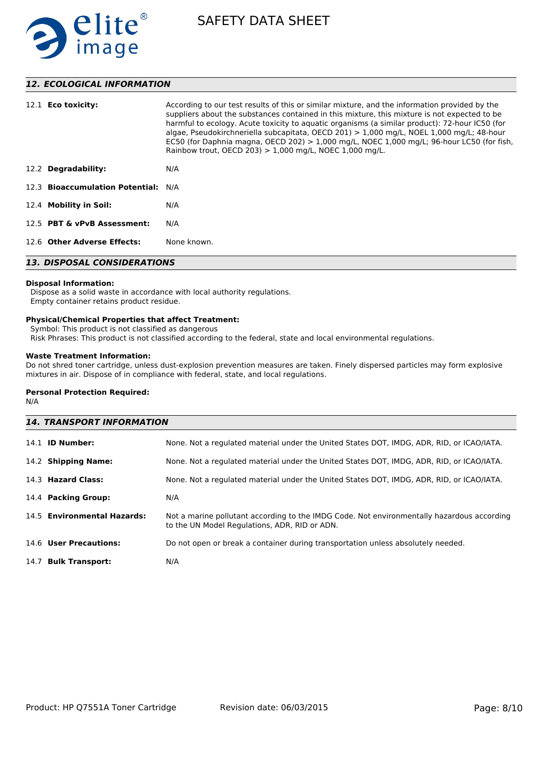## 12. ECOLOGICAL INFORMATION

| | |
|---|---|
| 12.1 **Eco toxicity:** | According to our test results of this or similar mixture, and the information provided by the suppliers about the substances contained in this mixture, this mixture is not expected to be harmful to ecology. Acute toxicity to aquatic organisms (a similar product): 72-hour IC50 (for algae, Pseudokirchneriella subcapitata, OECD 201) > 1,000 mg/L, NOEL 1,000 mg/L; 48-hour EC50 (for Daphnia magna, OECD 202) > 1,000 mg/L, NOEC 1,000 mg/L; 96-hour LC50 (for fish, Rainbow trout, OECD 203) > 1,000 mg/L, NOEC 1,000 mg/L. |
| 12.2 **Degradability:** | N/A |
| 12.3 **Bioaccumulation Potential:** | N/A |
| 12.4 **Mobility in Soil:** | N/A |
| 12.5 **PBT & vPvB Assessment:** | N/A |
| 12.6 **Other Adverse Effects:** | None known. |

## 13. DISPOSAL CONSIDERATIONS

**Disposal Information:**
Dispose as a solid waste in accordance with local authority regulations.
Empty container retains product residue.

**Physical/Chemical Properties that affect Treatment:**
Symbol: This product is not classified as dangerous
Risk Phrases: This product is not classified according to the federal, state and local environmental regulations.

**Waste Treatment Information:**
Do not shred toner cartridge, unless dust-explosion prevention measures are taken. Finely dispersed particles may form explosive mixtures in air. Dispose of in compliance with federal, state, and local regulations.

**Personal Protection Required:**
N/A

## 14. TRANSPORT INFORMATION

| | |
|---|---|
| 14.1 **ID Number:** | None. Not a regulated material under the United States DOT, IMDG, ADR, RID, or ICAO/IATA. |
| 14.2 **Shipping Name:** | None. Not a regulated material under the United States DOT, IMDG, ADR, RID, or ICAO/IATA. |
| 14.3 **Hazard Class:** | None. Not a regulated material under the United States DOT, IMDG, ADR, RID, or ICAO/IATA. |
| 14.4 **Packing Group:** | N/A |
| 14.5 **Environmental Hazards:** | Not a marine pollutant according to the IMDG Code. Not environmentally hazardous according to the UN Model Regulations, ADR, RID or ADN. |
| 14.6 **User Precautions:** | Do not open or break a container during transportation unless absolutely needed. |
| 14.7 **Bulk Transport:** | N/A |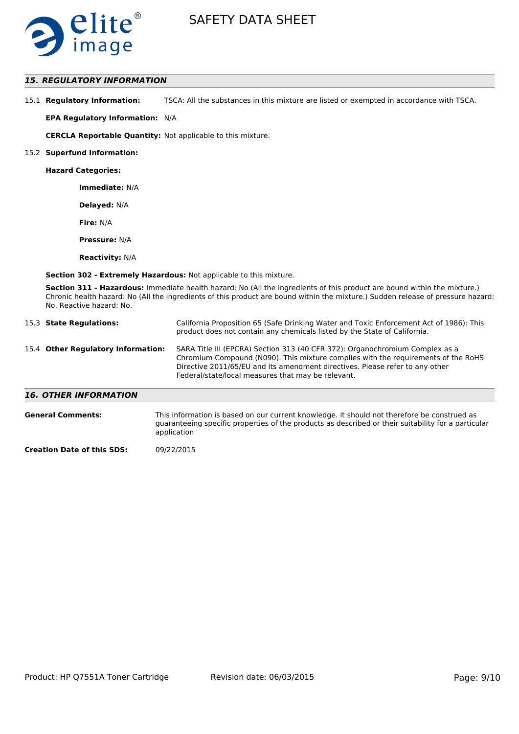## *15. REGULATORY INFORMATION*

15.1 **Regulatory Information:** TSCA: All the substances in this mixture are listed or exempted in accordance with TSCA.

**EPA Regulatory Information:** N/A

**CERCLA Reportable Quantity:** Not applicable to this mixture.

15.2 **Superfund Information:**

**Hazard Categories:**

**Immediate:** N/A

**Delayed:** N/A

**Fire:** N/A

**Pressure:** N/A

**Reactivity:** N/A

**Section 302 - Extremely Hazardous:** Not applicable to this mixture.

**Section 311 - Hazardous:** Immediate health hazard: No (All the ingredients of this product are bound within the mixture.) Chronic health hazard: No (All the ingredients of this product are bound within the mixture.) Sudden release of pressure hazard: No. Reactive hazard: No.

15.3 **State Regulations:** California Proposition 65 (Safe Drinking Water and Toxic Enforcement Act of 1986): This product does not contain any chemicals listed by the State of California.

15.4 **Other Regulatory Information:** SARA Title III (EPCRA) Section 313 (40 CFR 372): Organochromium Complex as a Chromium Compound (N090). This mixture complies with the requirements of the RoHS Directive 2011/65/EU and its amendment directives. Please refer to any other Federal/state/local measures that may be relevant.

## *16. OTHER INFORMATION*

**General Comments:** This information is based on our current knowledge. It should not therefore be construed as guaranteeing specific properties of the products as described or their suitability for a particular application

**Creation Date of this SDS:** 09/22/2015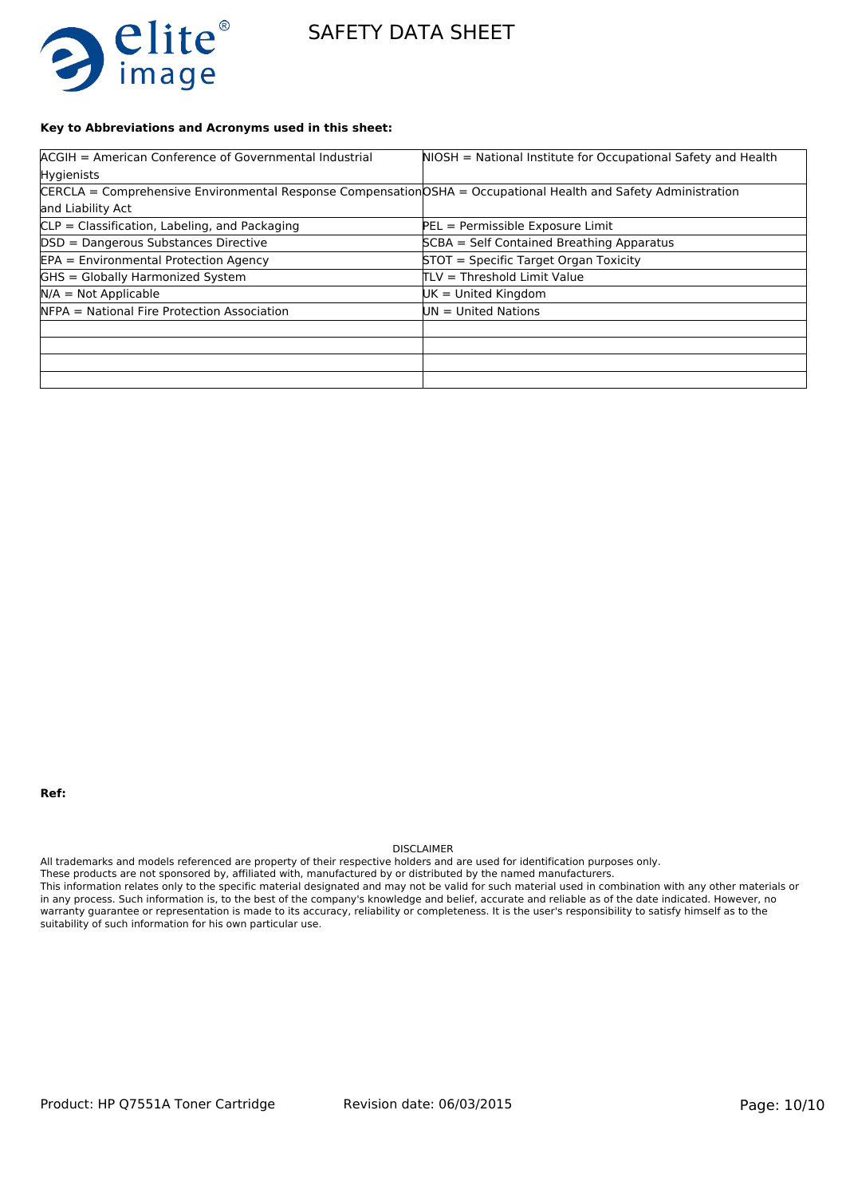**Key to Abbreviations and Acronyms used in this sheet:**

| | |
|---|---|
| ACGIH = American Conference of Governmental Industrial Hygienists | NIOSH = National Institute for Occupational Safety and Health |
| CERCLA = Comprehensive Environmental Response Compensation and Liability Act | OSHA = Occupational Health and Safety Administration |
| CLP = Classification, Labeling, and Packaging | PEL = Permissible Exposure Limit |
| DSD = Dangerous Substances Directive | SCBA = Self Contained Breathing Apparatus |
| EPA = Environmental Protection Agency | STOT = Specific Target Organ Toxicity |
| GHS = Globally Harmonized System | TLV = Threshold Limit Value |
| N/A = Not Applicable | UK = United Kingdom |
| NFPA = National Fire Protection Association | UN = United Nations |
| | |
| | |
| | |
| | |

**Ref:**

DISCLAIMER

All trademarks and models referenced are property of their respective holders and are used for identification purposes only.
These products are not sponsored by, affiliated with, manufactured by or distributed by the named manufacturers.
This information relates only to the specific material designated and may not be valid for such material used in combination with any other materials or in any process. Such information is, to the best of the company's knowledge and belief, accurate and reliable as of the date indicated. However, no warranty guarantee or representation is made to its accuracy, reliability or completeness. It is the user's responsibility to satisfy himself as to the suitability of such information for his own particular use.